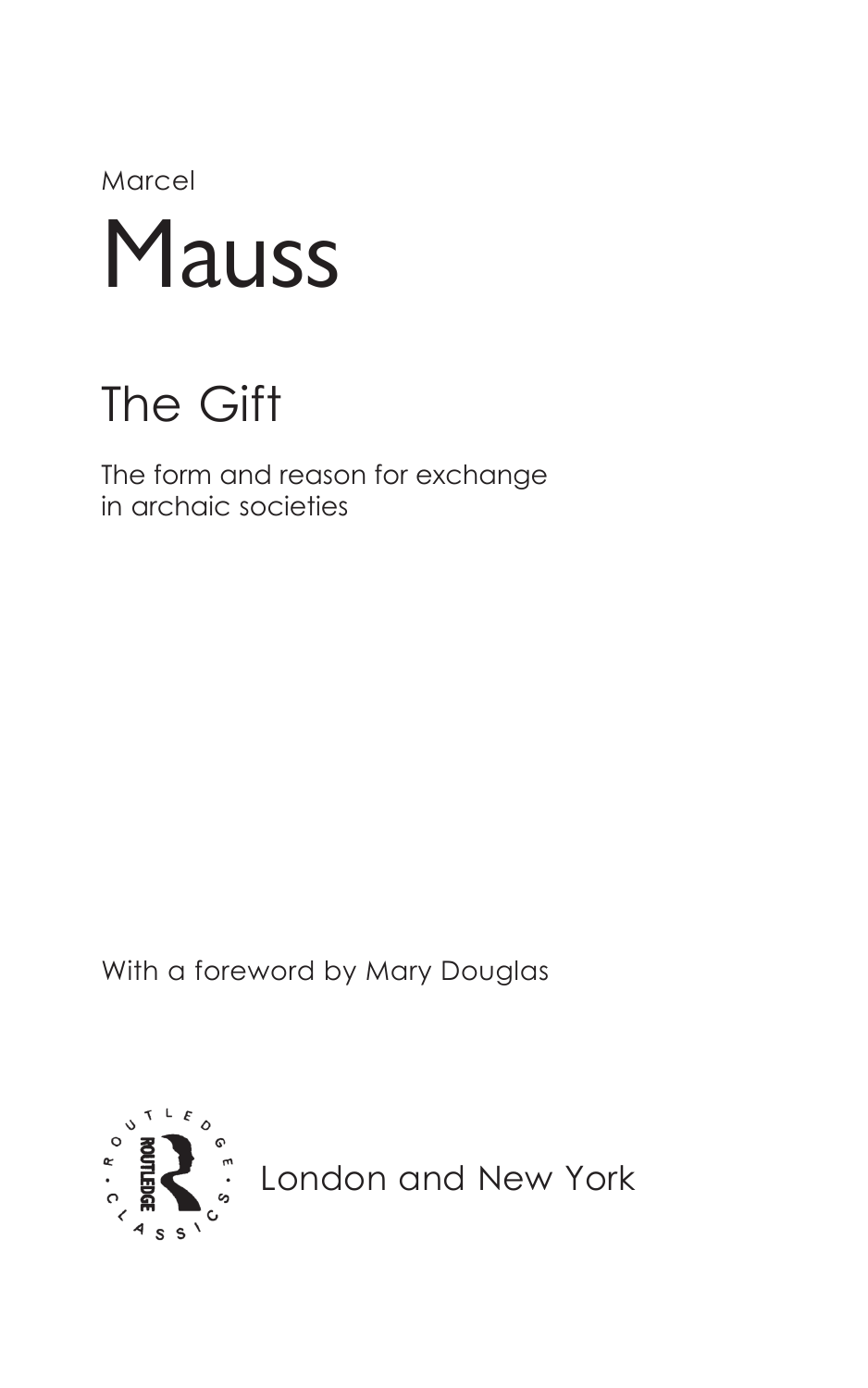Marcel

# Mauss

## The Gift

The form and reason for exchange in archaic societies

With a foreword by Mary Douglas

ROUTLEDGE CLASSICS

London and New York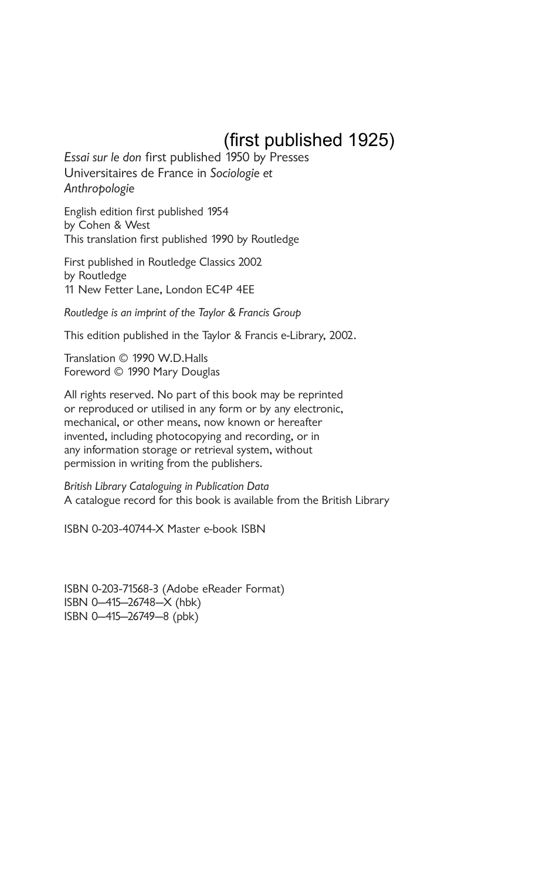(first published 1925)

*Essai sur le don* first published 1950 by Presses Universitaires de France in *Sociologie et Anthropologie*

English edition first published 1954 by Cohen & West
This translation first published 1990 by Routledge

First published in Routledge Classics 2002
by Routledge
11 New Fetter Lane, London EC4P 4EE

*Routledge is an imprint of the Taylor & Francis Group*

This edition published in the Taylor & Francis e-Library, 2002.

Translation © 1990 W.D.Halls
Foreword © 1990 Mary Douglas

All rights reserved. No part of this book may be reprinted or reproduced or utilised in any form or by any electronic, mechanical, or other means, now known or hereafter invented, including photocopying and recording, or in any information storage or retrieval system, without permission in writing from the publishers.

*British Library Cataloguing in Publication Data*
A catalogue record for this book is available from the British Library

ISBN 0-203-40744-X Master e-book ISBN

ISBN 0-203-71568-3 (Adobe eReader Format)
ISBN 0–415–26748–X (hbk)
ISBN 0–415–26749–8 (pbk)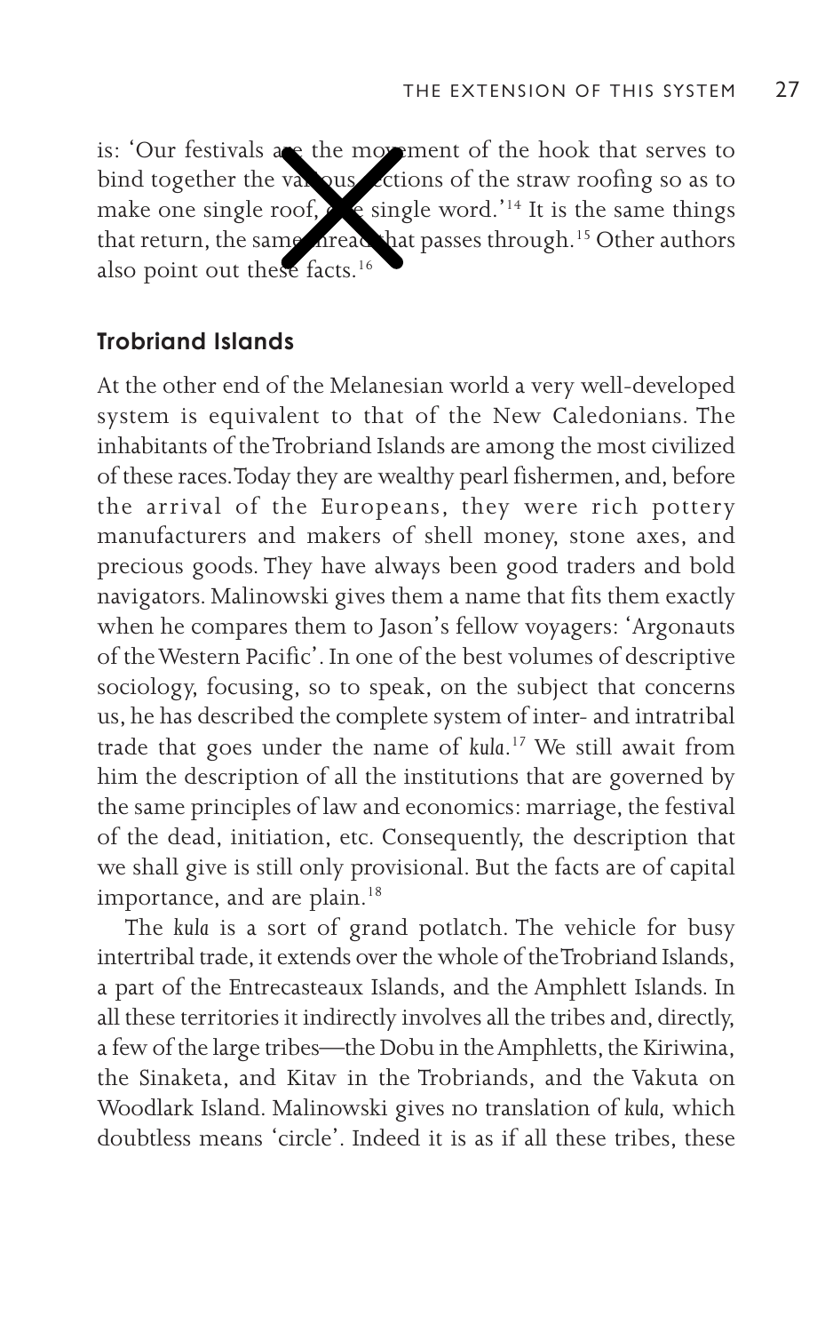is: 'Our festivals are the movement of the hook that serves to bind together the various sections of the straw roofing so as to make one single roof, one single word.'[14] It is the same things that return, the same thread that passes through.[15] Other authors also point out these facts.[16]

### Trobriand Islands

At the other end of the Melanesian world a very well-developed system is equivalent to that of the New Caledonians. The inhabitants of the Trobriand Islands are among the most civilized of these races. Today they are wealthy pearl fishermen, and, before the arrival of the Europeans, they were rich pottery manufacturers and makers of shell money, stone axes, and precious goods. They have always been good traders and bold navigators. Malinowski gives them a name that fits them exactly when he compares them to Jason's fellow voyagers: 'Argonauts of the Western Pacific'. In one of the best volumes of descriptive sociology, focusing, so to speak, on the subject that concerns us, he has described the complete system of inter- and intratribal trade that goes under the name of *kula*.[17] We still await from him the description of all the institutions that are governed by the same principles of law and economics: marriage, the festival of the dead, initiation, etc. Consequently, the description that we shall give is still only provisional. But the facts are of capital importance, and are plain.[18]

The *kula* is a sort of grand potlatch. The vehicle for busy intertribal trade, it extends over the whole of the Trobriand Islands, a part of the Entrecasteaux Islands, and the Amphlett Islands. In all these territories it indirectly involves all the tribes and, directly, a few of the large tribes—the Dobu in the Amphletts, the Kiriwina, the Sinaketa, and Kitav in the Trobriands, and the Vakuta on Woodlark Island. Malinowski gives no translation of *kula,* which doubtless means 'circle'. Indeed it is as if all these tribes, these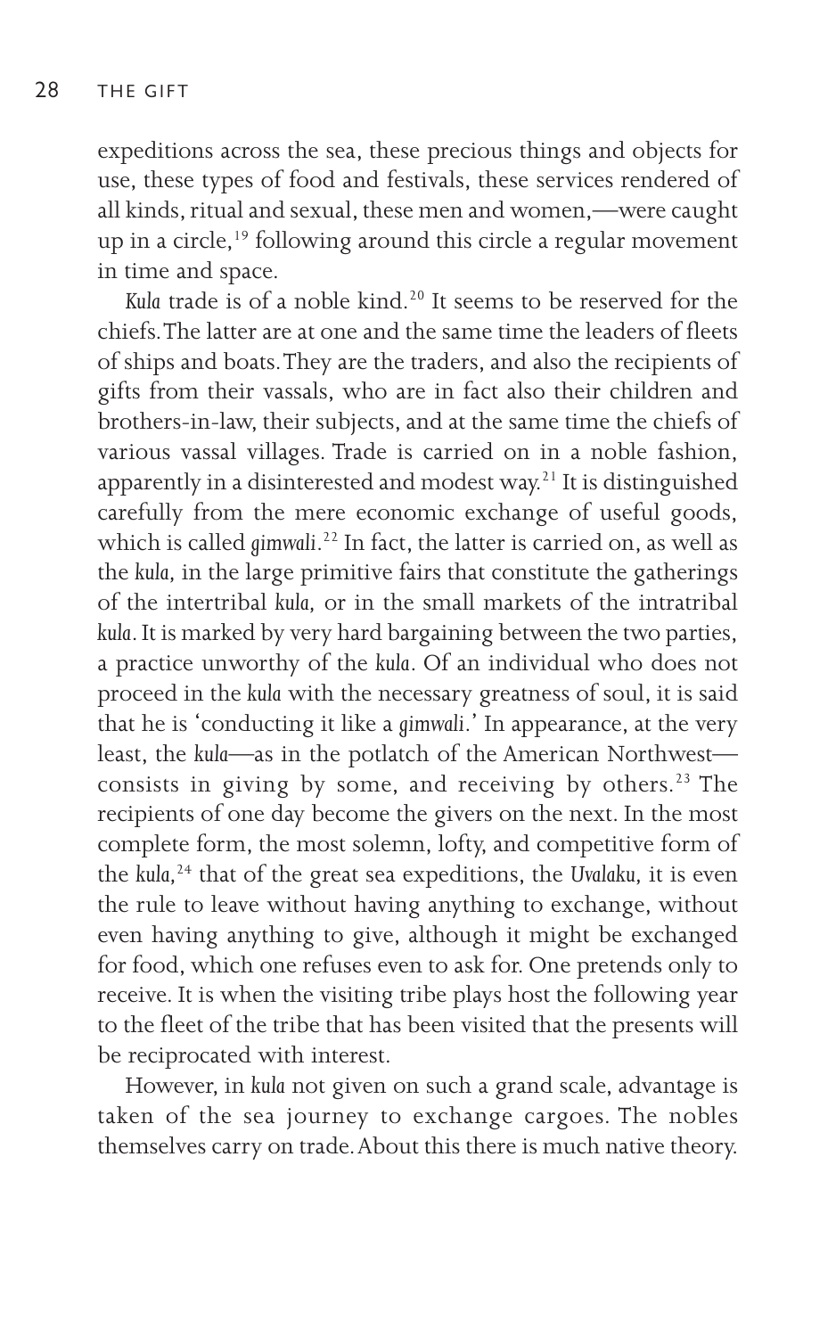expeditions across the sea, these precious things and objects for use, these types of food and festivals, these services rendered of all kinds, ritual and sexual, these men and women,—were caught up in a circle,[19] following around this circle a regular movement in time and space.

*Kula* trade is of a noble kind.[20] It seems to be reserved for the chiefs. The latter are at one and the same time the leaders of fleets of ships and boats. They are the traders, and also the recipients of gifts from their vassals, who are in fact also their children and brothers-in-law, their subjects, and at the same time the chiefs of various vassal villages. Trade is carried on in a noble fashion, apparently in a disinterested and modest way.[21] It is distinguished carefully from the mere economic exchange of useful goods, which is called *gimwali*.[22] In fact, the latter is carried on, as well as the *kula*, in the large primitive fairs that constitute the gatherings of the intertribal *kula*, or in the small markets of the intratribal *kula*. It is marked by very hard bargaining between the two parties, a practice unworthy of the *kula*. Of an individual who does not proceed in the *kula* with the necessary greatness of soul, it is said that he is 'conducting it like a *gimwali*.' In appearance, at the very least, the *kula*—as in the potlatch of the American Northwest—consists in giving by some, and receiving by others.[23] The recipients of one day become the givers on the next. In the most complete form, the most solemn, lofty, and competitive form of the *kula*,[24] that of the great sea expeditions, the *Uvalaku*, it is even the rule to leave without having anything to exchange, without even having anything to give, although it might be exchanged for food, which one refuses even to ask for. One pretends only to receive. It is when the visiting tribe plays host the following year to the fleet of the tribe that has been visited that the presents will be reciprocated with interest.

However, in *kula* not given on such a grand scale, advantage is taken of the sea journey to exchange cargoes. The nobles themselves carry on trade. About this there is much native theory.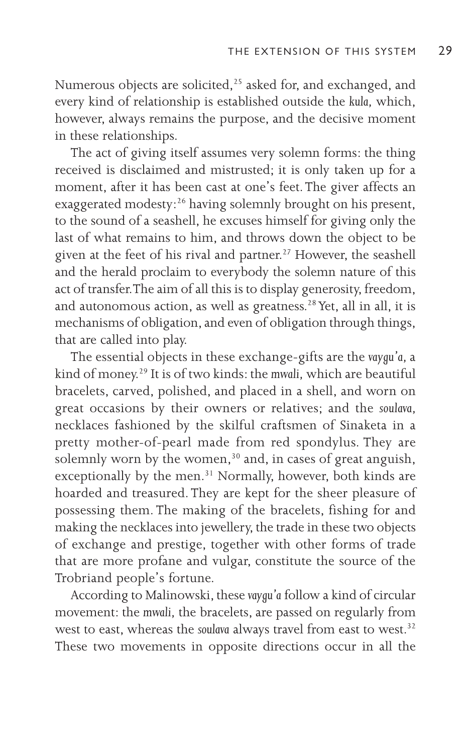Numerous objects are solicited,[25] asked for, and exchanged, and every kind of relationship is established outside the *kula,* which, however, always remains the purpose, and the decisive moment in these relationships.

The act of giving itself assumes very solemn forms: the thing received is disclaimed and mistrusted; it is only taken up for a moment, after it has been cast at one's feet. The giver affects an exaggerated modesty:[26] having solemnly brought on his present, to the sound of a seashell, he excuses himself for giving only the last of what remains to him, and throws down the object to be given at the feet of his rival and partner.[27] However, the seashell and the herald proclaim to everybody the solemn nature of this act of transfer. The aim of all this is to display generosity, freedom, and autonomous action, as well as greatness.[28] Yet, all in all, it is mechanisms of obligation, and even of obligation through things, that are called into play.

The essential objects in these exchange-gifts are the *vaygu'a,* a kind of money.[29] It is of two kinds: the *mwali,* which are beautiful bracelets, carved, polished, and placed in a shell, and worn on great occasions by their owners or relatives; and the *soulava,* necklaces fashioned by the skilful craftsmen of Sinaketa in a pretty mother-of-pearl made from red spondylus. They are solemnly worn by the women,[30] and, in cases of great anguish, exceptionally by the men.[31] Normally, however, both kinds are hoarded and treasured. They are kept for the sheer pleasure of possessing them. The making of the bracelets, fishing for and making the necklaces into jewellery, the trade in these two objects of exchange and prestige, together with other forms of trade that are more profane and vulgar, constitute the source of the Trobriand people's fortune.

According to Malinowski, these *vaygu'a* follow a kind of circular movement: the *mwali,* the bracelets, are passed on regularly from west to east, whereas the *soulava* always travel from east to west.[32] These two movements in opposite directions occur in all the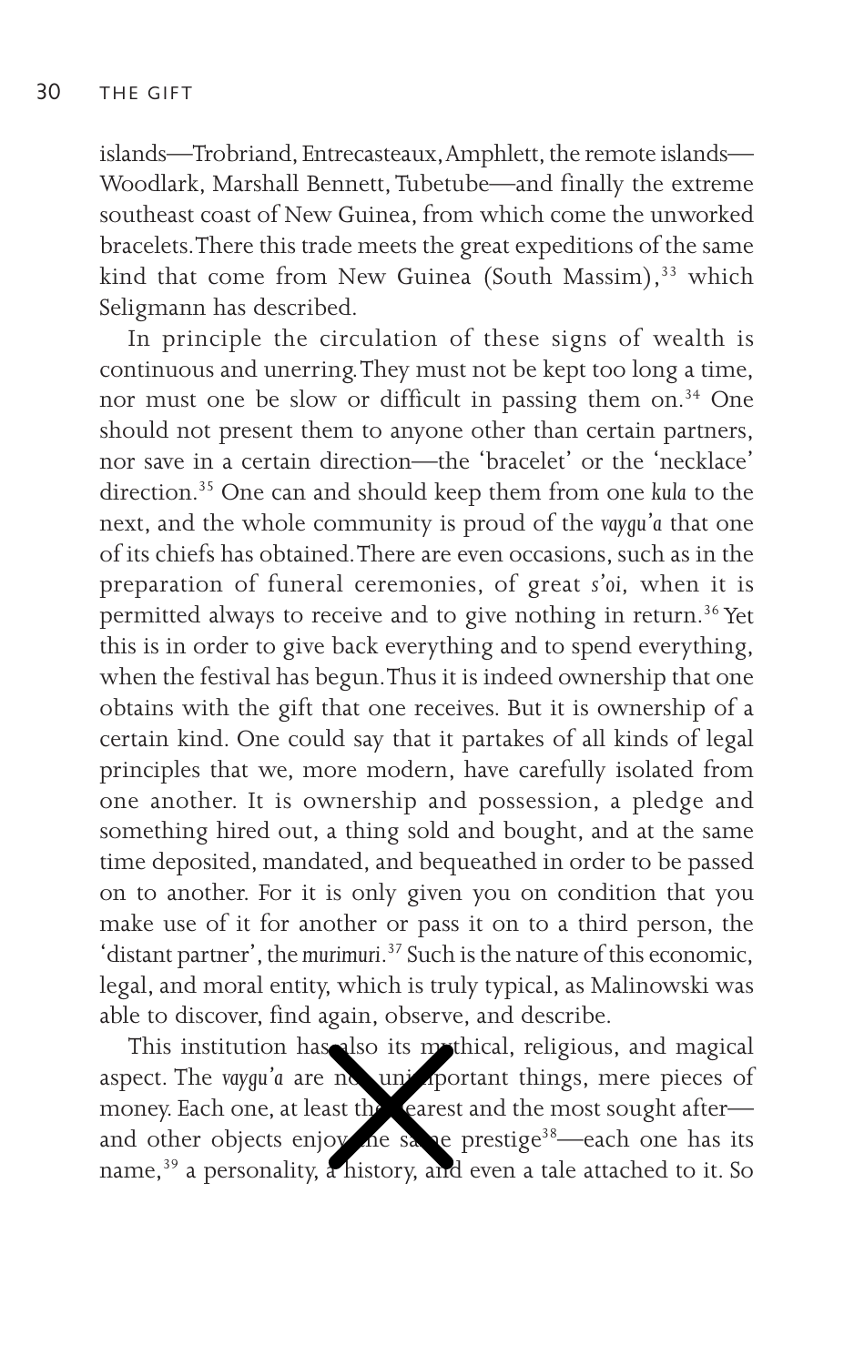islands—Trobriand, Entrecasteaux, Amphlett, the remote islands—Woodlark, Marshall Bennett, Tubetube—and finally the extreme southeast coast of New Guinea, from which come the unworked bracelets. There this trade meets the great expeditions of the same kind that come from New Guinea (South Massim),[33] which Seligmann has described.

In principle the circulation of these signs of wealth is continuous and unerring. They must not be kept too long a time, nor must one be slow or difficult in passing them on.[34] One should not present them to anyone other than certain partners, nor save in a certain direction—the 'bracelet' or the 'necklace' direction.[35] One can and should keep them from one *kula* to the next, and the whole community is proud of the *vaygu'a* that one of its chiefs has obtained. There are even occasions, such as in the preparation of funeral ceremonies, of great *s'oi*, when it is permitted always to receive and to give nothing in return.[36] Yet this is in order to give back everything and to spend everything, when the festival has begun. Thus it is indeed ownership that one obtains with the gift that one receives. But it is ownership of a certain kind. One could say that it partakes of all kinds of legal principles that we, more modern, have carefully isolated from one another. It is ownership and possession, a pledge and something hired out, a thing sold and bought, and at the same time deposited, mandated, and bequeathed in order to be passed on to another. For it is only given you on condition that you make use of it for another or pass it on to a third person, the 'distant partner', the *murimuri*.[37] Such is the nature of this economic, legal, and moral entity, which is truly typical, as Malinowski was able to discover, find again, observe, and describe.

This institution has also its mythical, religious, and magical aspect. The *vaygu'a* are not unimportant things, mere pieces of money. Each one, at least the dearest and the most sought after—and other objects enjoy the same prestige[38]—each one has its name,[39] a personality, a history, and even a tale attached to it. So